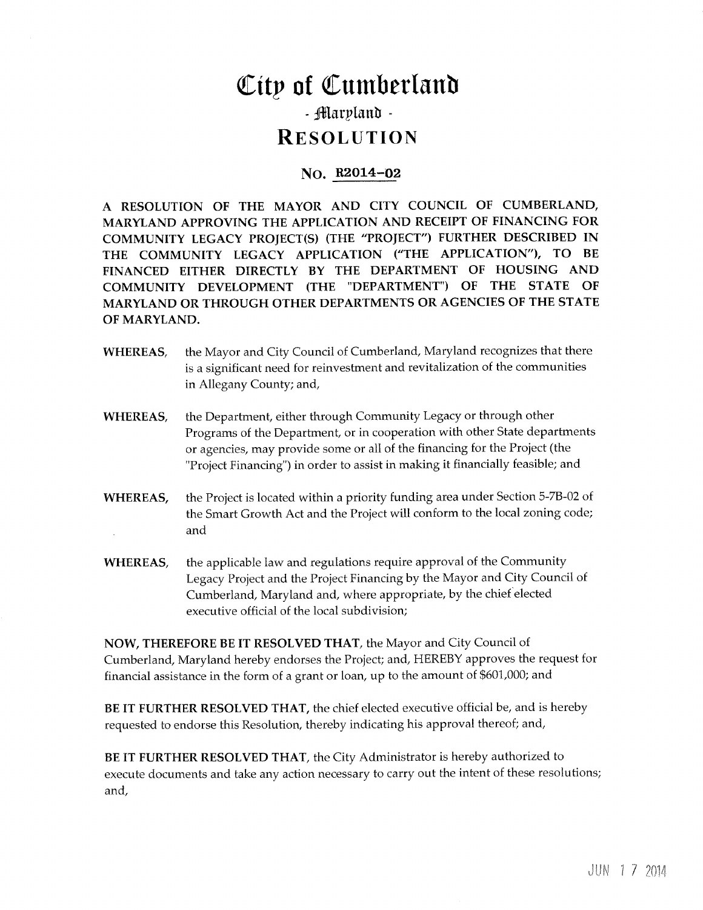# City of Cumberland

## - Maryland -

# RESOLUTION

## No. R2014-02

**A RESOLUTION OF THE MAYOR AND CITY COUNCIL OF CUMBERLAND, MARYLAND APPROVING THE APPLICATION AND RECEIPT OF FINANCING FOR COMMUNITY LEGACY PROJECT(S) (THE "PROJECT") FURTHER DESCRIBED IN THE COMMUNITY LEGACY APPLICATION ("THE APPLICATION"), TO BE FINANCED EITHER DIRECTLY BY THE DEPARTMENT OF HOUSING AND COMMUNITY DEVELOPMENT (THE "DEPARTMENT") OF THE STATE OF MARYLAND OR THROUGH OTHER DEPARTMENTS OR AGENCIES OF THE STATE OF MARYLAND.**

**WHEREAS,** the Mayor and City Council of Cumberland, Maryland recognizes that there is a significant need for reinvestment and revitalization of the communities in Allegany County; and,

**WHEREAS,** the Department, either through Community Legacy or through other Programs of the Department, or in cooperation with other State departments or agencies, may provide some or all of the financing for the Project (the "Project Financing") in order to assist in making it financially feasible; and

**WHEREAS,** the Project is located within a priority funding area under Section 5-7B-02 of the Smart Growth Act and the Project will conform to the local zoning code; and

**WHEREAS,** the applicable law and regulations require approval of the Community Legacy Project and the Project Financing by the Mayor and City Council of Cumberland, Maryland and, where appropriate, by the chief elected executive official of the local subdivision;

**NOW, THEREFORE BE IT RESOLVED THAT,** the Mayor and City Council of Cumberland, Maryland hereby endorses the Project; and, HEREBY approves the request for financial assistance in the form of a grant or loan, up to the amount of $601,000; and

**BE IT FURTHER RESOLVED THAT,** the chief elected executive official be, and is hereby requested to endorse this Resolution, thereby indicating his approval thereof; and,

**BE IT FURTHER RESOLVED THAT,** the City Administrator is hereby authorized to execute documents and take any action necessary to carry out the intent of these resolutions; and,

JUN 17 2014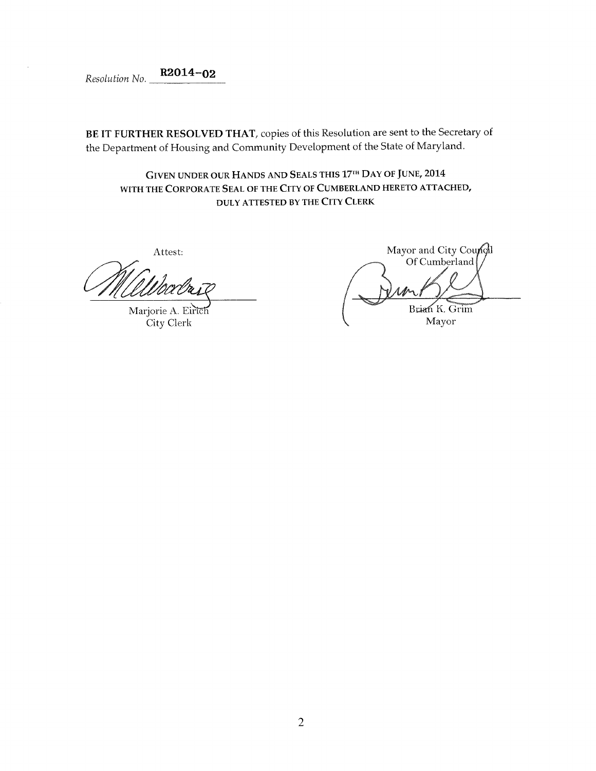*Resolution No.* **R2014-02**

**BE IT FURTHER RESOLVED THAT**, copies of this Resolution are sent to the Secretary of the Department of Housing and Community Development of the State of Maryland.

GIVEN UNDER OUR HANDS AND SEALS THIS 17TH DAY OF JUNE, 2014
WITH THE CORPORATE SEAL OF THE CITY OF CUMBERLAND HERETO ATTACHED,
DULY ATTESTED BY THE CITY CLERK

Attest:

Marjorie A. Eirich
City Clerk

Mayor and City Council
Of Cumberland

Brian K. Grim
Mayor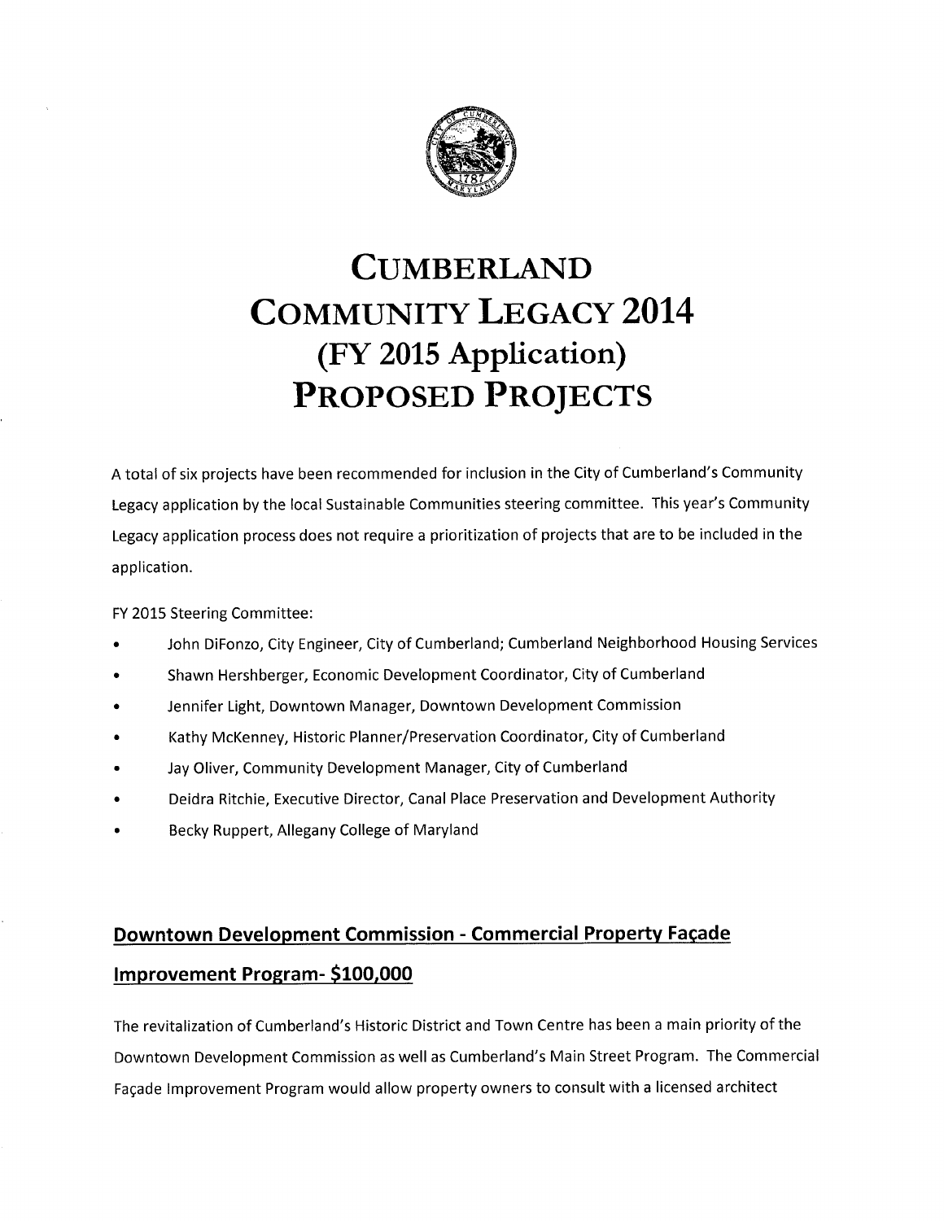# Cumberland Community Legacy 2014 (FY 2015 Application) Proposed Projects

A total of six projects have been recommended for inclusion in the City of Cumberland's Community Legacy application by the local Sustainable Communities steering committee. This year's Community Legacy application process does not require a prioritization of projects that are to be included in the application.

FY 2015 Steering Committee:

- John DiFonzo, City Engineer, City of Cumberland; Cumberland Neighborhood Housing Services
- Shawn Hershberger, Economic Development Coordinator, City of Cumberland
- Jennifer Light, Downtown Manager, Downtown Development Commission
- Kathy McKenney, Historic Planner/Preservation Coordinator, City of Cumberland
- Jay Oliver, Community Development Manager, City of Cumberland
- Deidra Ritchie, Executive Director, Canal Place Preservation and Development Authority
- Becky Ruppert, Allegany College of Maryland

## Downtown Development Commission - Commercial Property Façade Improvement Program- $100,000

The revitalization of Cumberland's Historic District and Town Centre has been a main priority of the Downtown Development Commission as well as Cumberland's Main Street Program. The Commercial Façade Improvement Program would allow property owners to consult with a licensed architect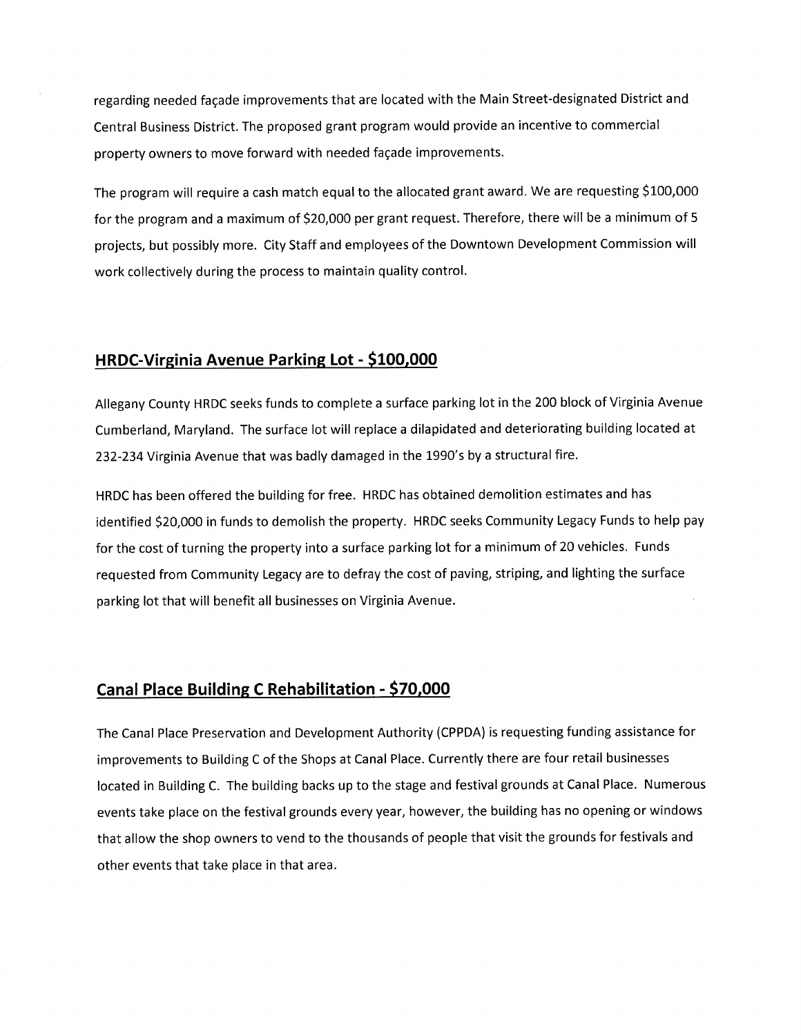regarding needed façade improvements that are located with the Main Street-designated District and Central Business District. The proposed grant program would provide an incentive to commercial property owners to move forward with needed façade improvements.

The program will require a cash match equal to the allocated grant award. We are requesting $100,000 for the program and a maximum of $20,000 per grant request. Therefore, there will be a minimum of 5 projects, but possibly more. City Staff and employees of the Downtown Development Commission will work collectively during the process to maintain quality control.

## HRDC-Virginia Avenue Parking Lot - $100,000

Allegany County HRDC seeks funds to complete a surface parking lot in the 200 block of Virginia Avenue Cumberland, Maryland. The surface lot will replace a dilapidated and deteriorating building located at 232-234 Virginia Avenue that was badly damaged in the 1990's by a structural fire.

HRDC has been offered the building for free. HRDC has obtained demolition estimates and has identified $20,000 in funds to demolish the property. HRDC seeks Community Legacy Funds to help pay for the cost of turning the property into a surface parking lot for a minimum of 20 vehicles. Funds requested from Community Legacy are to defray the cost of paving, striping, and lighting the surface parking lot that will benefit all businesses on Virginia Avenue.

## Canal Place Building C Rehabilitation - $70,000

The Canal Place Preservation and Development Authority (CPPDA) is requesting funding assistance for improvements to Building C of the Shops at Canal Place. Currently there are four retail businesses located in Building C. The building backs up to the stage and festival grounds at Canal Place. Numerous events take place on the festival grounds every year, however, the building has no opening or windows that allow the shop owners to vend to the thousands of people that visit the grounds for festivals and other events that take place in that area.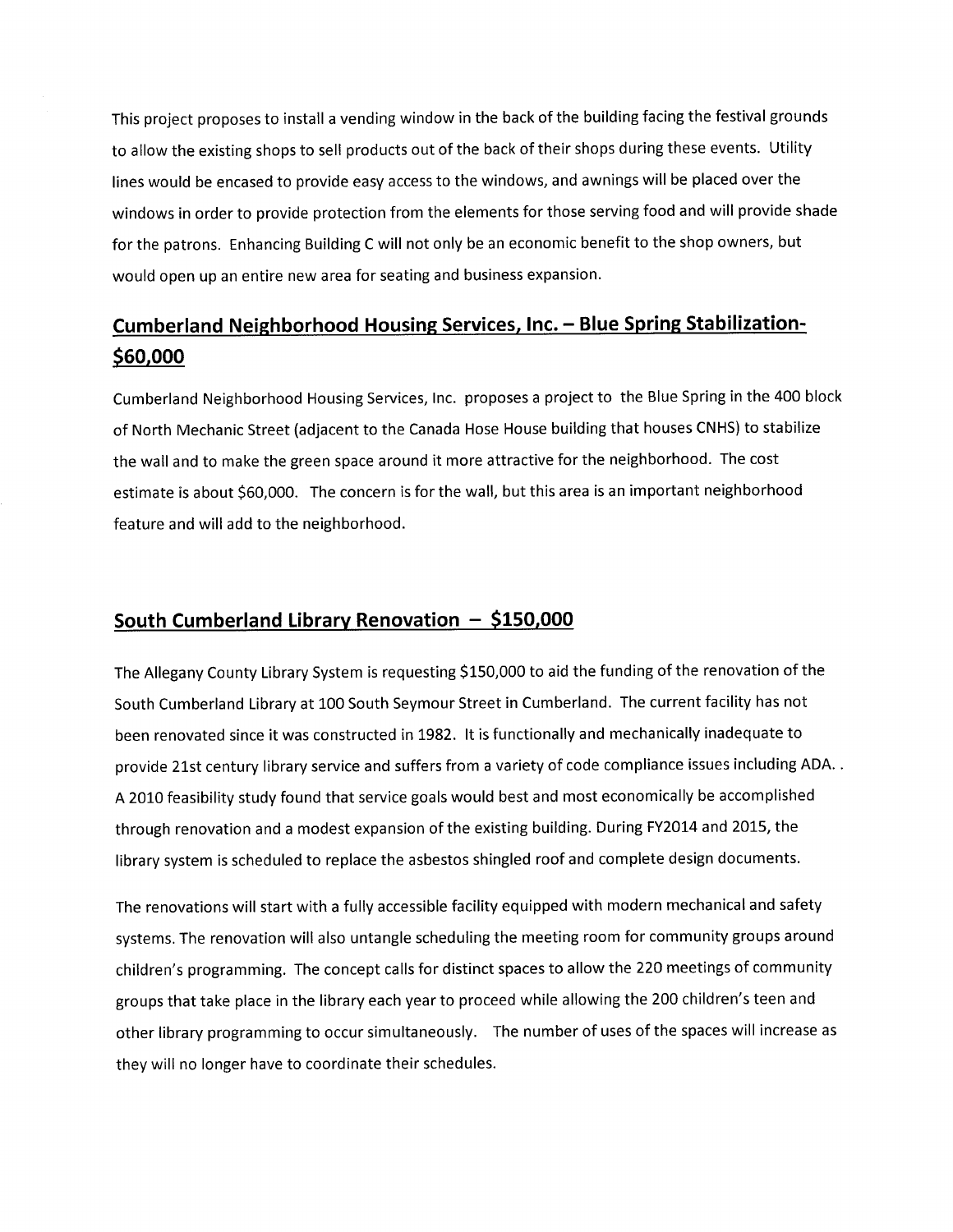This project proposes to install a vending window in the back of the building facing the festival grounds to allow the existing shops to sell products out of the back of their shops during these events. Utility lines would be encased to provide easy access to the windows, and awnings will be placed over the windows in order to provide protection from the elements for those serving food and will provide shade for the patrons. Enhancing Building C will not only be an economic benefit to the shop owners, but would open up an entire new area for seating and business expansion.

## Cumberland Neighborhood Housing Services, Inc. – Blue Spring Stabilization- $60,000

Cumberland Neighborhood Housing Services, Inc. proposes a project to the Blue Spring in the 400 block of North Mechanic Street (adjacent to the Canada Hose House building that houses CNHS) to stabilize the wall and to make the green space around it more attractive for the neighborhood. The cost estimate is about $60,000. The concern is for the wall, but this area is an important neighborhood feature and will add to the neighborhood.

## South Cumberland Library Renovation – $150,000

The Allegany County Library System is requesting $150,000 to aid the funding of the renovation of the South Cumberland Library at 100 South Seymour Street in Cumberland. The current facility has not been renovated since it was constructed in 1982. It is functionally and mechanically inadequate to provide 21st century library service and suffers from a variety of code compliance issues including ADA. . A 2010 feasibility study found that service goals would best and most economically be accomplished through renovation and a modest expansion of the existing building. During FY2014 and 2015, the library system is scheduled to replace the asbestos shingled roof and complete design documents.

The renovations will start with a fully accessible facility equipped with modern mechanical and safety systems. The renovation will also untangle scheduling the meeting room for community groups around children's programming. The concept calls for distinct spaces to allow the 220 meetings of community groups that take place in the library each year to proceed while allowing the 200 children's teen and other library programming to occur simultaneously. The number of uses of the spaces will increase as they will no longer have to coordinate their schedules.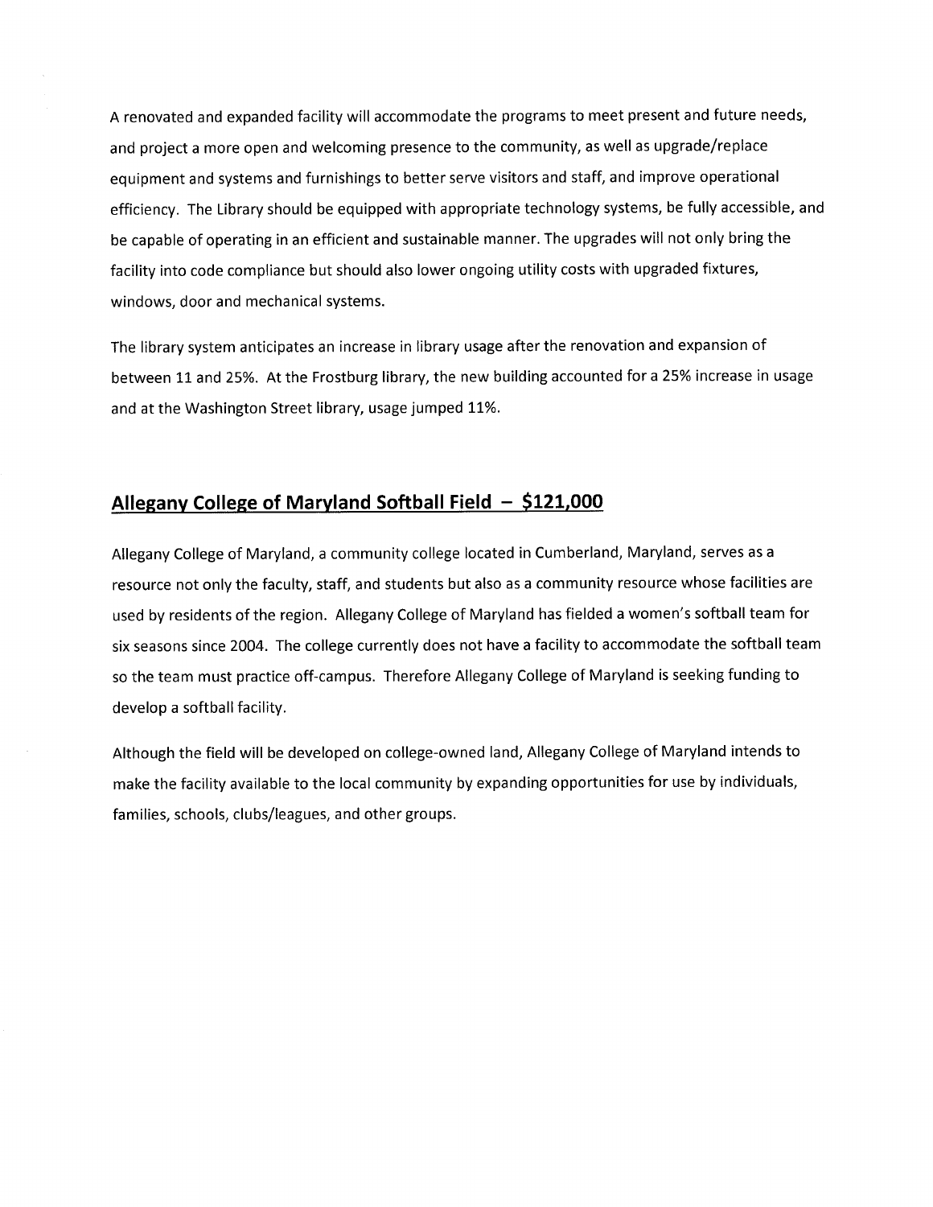A renovated and expanded facility will accommodate the programs to meet present and future needs, and project a more open and welcoming presence to the community, as well as upgrade/replace equipment and systems and furnishings to better serve visitors and staff, and improve operational efficiency. The Library should be equipped with appropriate technology systems, be fully accessible, and be capable of operating in an efficient and sustainable manner. The upgrades will not only bring the facility into code compliance but should also lower ongoing utility costs with upgraded fixtures, windows, door and mechanical systems.

The library system anticipates an increase in library usage after the renovation and expansion of between 11 and 25%. At the Frostburg library, the new building accounted for a 25% increase in usage and at the Washington Street library, usage jumped 11%.

## Allegany College of Maryland Softball Field – $121,000

Allegany College of Maryland, a community college located in Cumberland, Maryland, serves as a resource not only the faculty, staff, and students but also as a community resource whose facilities are used by residents of the region. Allegany College of Maryland has fielded a women's softball team for six seasons since 2004. The college currently does not have a facility to accommodate the softball team so the team must practice off-campus. Therefore Allegany College of Maryland is seeking funding to develop a softball facility.

Although the field will be developed on college-owned land, Allegany College of Maryland intends to make the facility available to the local community by expanding opportunities for use by individuals, families, schools, clubs/leagues, and other groups.